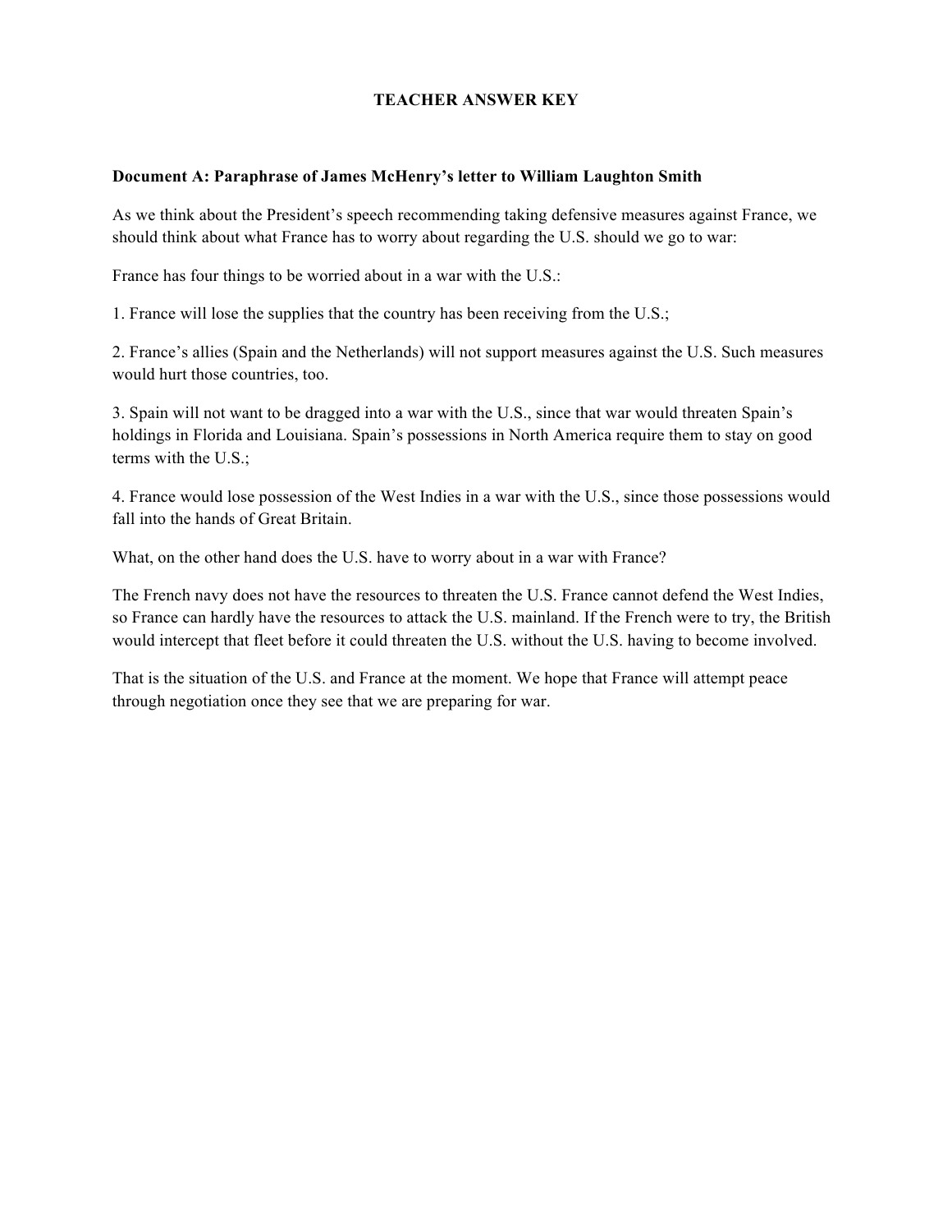# TEACHER ANSWER KEY

**Document A: Paraphrase of James McHenry's letter to William Laughton Smith**

As we think about the President's speech recommending taking defensive measures against France, we should think about what France has to worry about regarding the U.S. should we go to war:

France has four things to be worried about in a war with the U.S.:

1. France will lose the supplies that the country has been receiving from the U.S.;

2. France's allies (Spain and the Netherlands) will not support measures against the U.S. Such measures would hurt those countries, too.

3. Spain will not want to be dragged into a war with the U.S., since that war would threaten Spain's holdings in Florida and Louisiana. Spain's possessions in North America require them to stay on good terms with the U.S.;

4. France would lose possession of the West Indies in a war with the U.S., since those possessions would fall into the hands of Great Britain.

What, on the other hand does the U.S. have to worry about in a war with France?

The French navy does not have the resources to threaten the U.S. France cannot defend the West Indies, so France can hardly have the resources to attack the U.S. mainland. If the French were to try, the British would intercept that fleet before it could threaten the U.S. without the U.S. having to become involved.

That is the situation of the U.S. and France at the moment. We hope that France will attempt peace through negotiation once they see that we are preparing for war.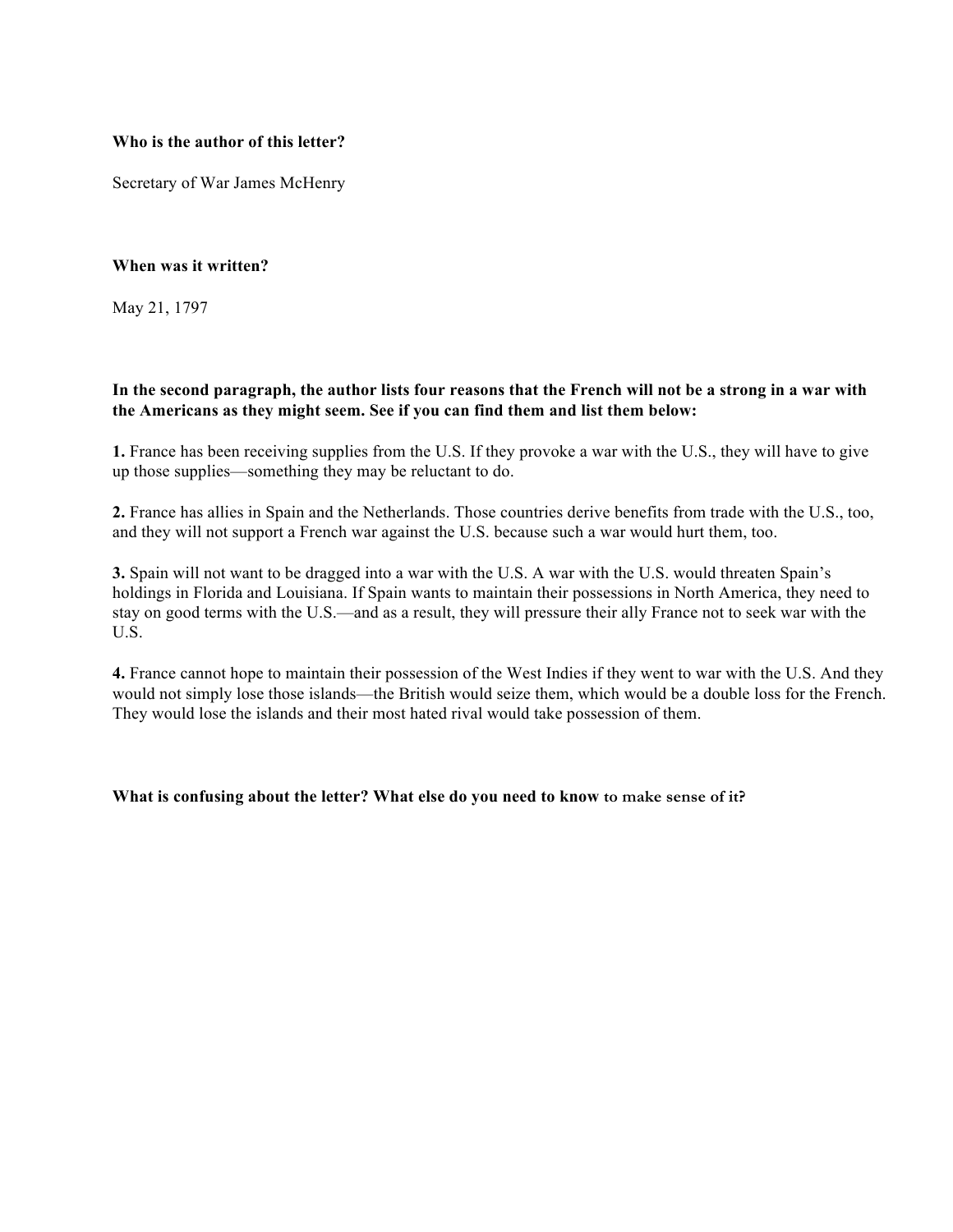**Who is the author of this letter?**

Secretary of War James McHenry

**When was it written?**

May 21, 1797

**In the second paragraph, the author lists four reasons that the French will not be a strong in a war with the Americans as they might seem. See if you can find them and list them below:**

**1.** France has been receiving supplies from the U.S. If they provoke a war with the U.S., they will have to give up those supplies—something they may be reluctant to do.

**2.** France has allies in Spain and the Netherlands. Those countries derive benefits from trade with the U.S., too, and they will not support a French war against the U.S. because such a war would hurt them, too.

**3.** Spain will not want to be dragged into a war with the U.S. A war with the U.S. would threaten Spain's holdings in Florida and Louisiana. If Spain wants to maintain their possessions in North America, they need to stay on good terms with the U.S.—and as a result, they will pressure their ally France not to seek war with the U.S.

**4.** France cannot hope to maintain their possession of the West Indies if they went to war with the U.S. And they would not simply lose those islands—the British would seize them, which would be a double loss for the French. They would lose the islands and their most hated rival would take possession of them.

**What is confusing about the letter? What else do you need to know to make sense of it?**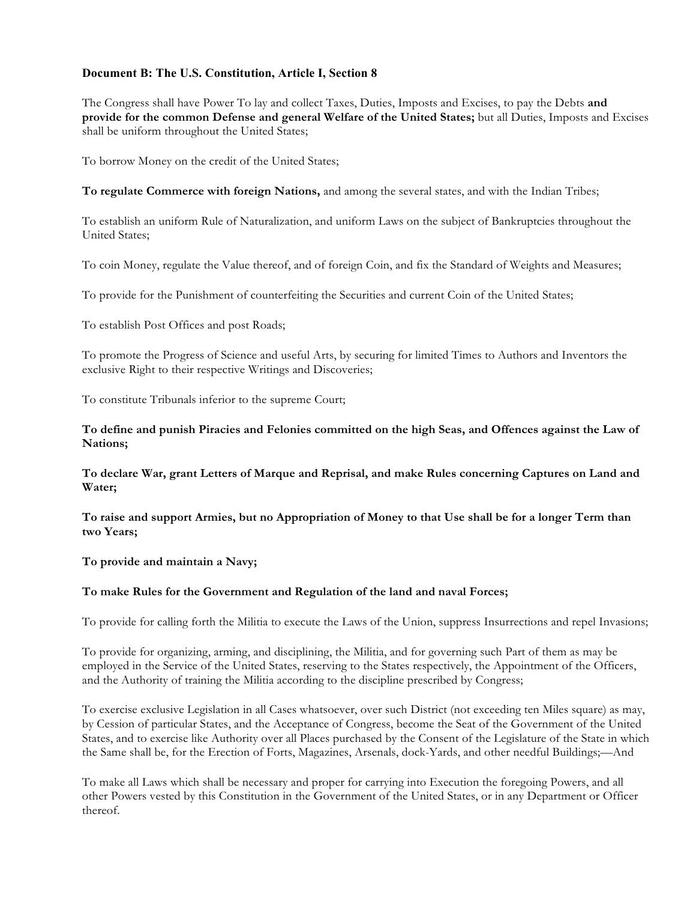**Document B: The U.S. Constitution, Article I, Section 8**

The Congress shall have Power To lay and collect Taxes, Duties, Imposts and Excises, to pay the Debts **and provide for the common Defense and general Welfare of the United States;** but all Duties, Imposts and Excises shall be uniform throughout the United States;

To borrow Money on the credit of the United States;

**To regulate Commerce with foreign Nations,** and among the several states, and with the Indian Tribes;

To establish an uniform Rule of Naturalization, and uniform Laws on the subject of Bankruptcies throughout the United States;

To coin Money, regulate the Value thereof, and of foreign Coin, and fix the Standard of Weights and Measures;

To provide for the Punishment of counterfeiting the Securities and current Coin of the United States;

To establish Post Offices and post Roads;

To promote the Progress of Science and useful Arts, by securing for limited Times to Authors and Inventors the exclusive Right to their respective Writings and Discoveries;

To constitute Tribunals inferior to the supreme Court;

**To define and punish Piracies and Felonies committed on the high Seas, and Offences against the Law of Nations;**

**To declare War, grant Letters of Marque and Reprisal, and make Rules concerning Captures on Land and Water;**

**To raise and support Armies, but no Appropriation of Money to that Use shall be for a longer Term than two Years;**

**To provide and maintain a Navy;**

**To make Rules for the Government and Regulation of the land and naval Forces;**

To provide for calling forth the Militia to execute the Laws of the Union, suppress Insurrections and repel Invasions;

To provide for organizing, arming, and disciplining, the Militia, and for governing such Part of them as may be employed in the Service of the United States, reserving to the States respectively, the Appointment of the Officers, and the Authority of training the Militia according to the discipline prescribed by Congress;

To exercise exclusive Legislation in all Cases whatsoever, over such District (not exceeding ten Miles square) as may, by Cession of particular States, and the Acceptance of Congress, become the Seat of the Government of the United States, and to exercise like Authority over all Places purchased by the Consent of the Legislature of the State in which the Same shall be, for the Erection of Forts, Magazines, Arsenals, dock-Yards, and other needful Buildings;—And

To make all Laws which shall be necessary and proper for carrying into Execution the foregoing Powers, and all other Powers vested by this Constitution in the Government of the United States, or in any Department or Officer thereof.